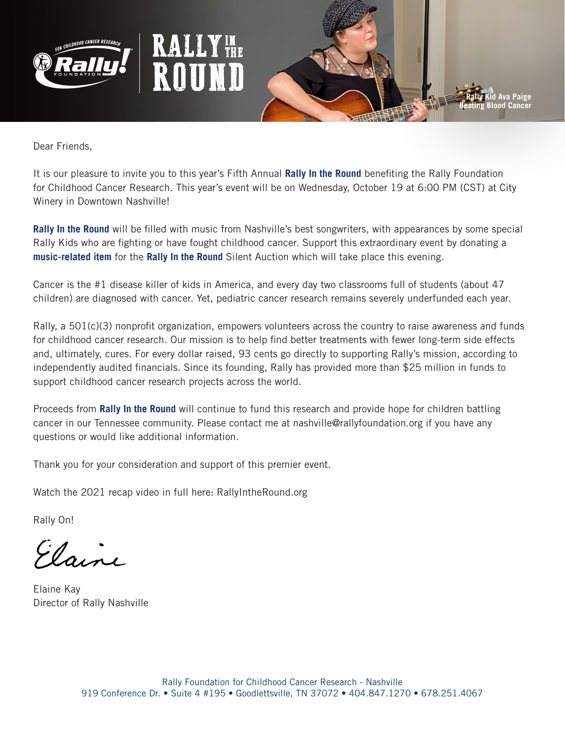FOR CHILDHOOD CANCER RESEARCH **Rally!** FOUNDATION | **RALLY IN THE ROUND**

Rally Kid Ava Paige
Beating Blood Cancer

Dear Friends,

It is our pleasure to invite you to this year's Fifth Annual **Rally In the Round** benefiting the Rally Foundation for Childhood Cancer Research. This year's event will be on Wednesday, October 19 at 6:00 PM (CST) at City Winery in Downtown Nashville!

**Rally In the Round** will be filled with music from Nashville's best songwriters, with appearances by some special Rally Kids who are fighting or have fought childhood cancer. Support this extraordinary event by donating a **music-related item** for the **Rally In the Round** Silent Auction which will take place this evening.

Cancer is the #1 disease killer of kids in America, and every day two classrooms full of students (about 47 children) are diagnosed with cancer. Yet, pediatric cancer research remains severely underfunded each year.

Rally, a 501(c)(3) nonprofit organization, empowers volunteers across the country to raise awareness and funds for childhood cancer research. Our mission is to help find better treatments with fewer long-term side effects and, ultimately, cures. For every dollar raised, 93 cents go directly to supporting Rally's mission, according to independently audited financials. Since its founding, Rally has provided more than $25 million in funds to support childhood cancer research projects across the world.

Proceeds from **Rally In the Round** will continue to fund this research and provide hope for children battling cancer in our Tennessee community. Please contact me at nashville@rallyfoundation.org if you have any questions or would like additional information.

Thank you for your consideration and support of this premier event.

Watch the 2021 recap video in full here: RallyIntheRound.org

Rally On!

*Elaine*

Elaine Kay
Director of Rally Nashville

Rally Foundation for Childhood Cancer Research - Nashville
919 Conference Dr. • Suite 4 #195 • Goodlettsville, TN 37072 • 404.847.1270 • 678.251.4067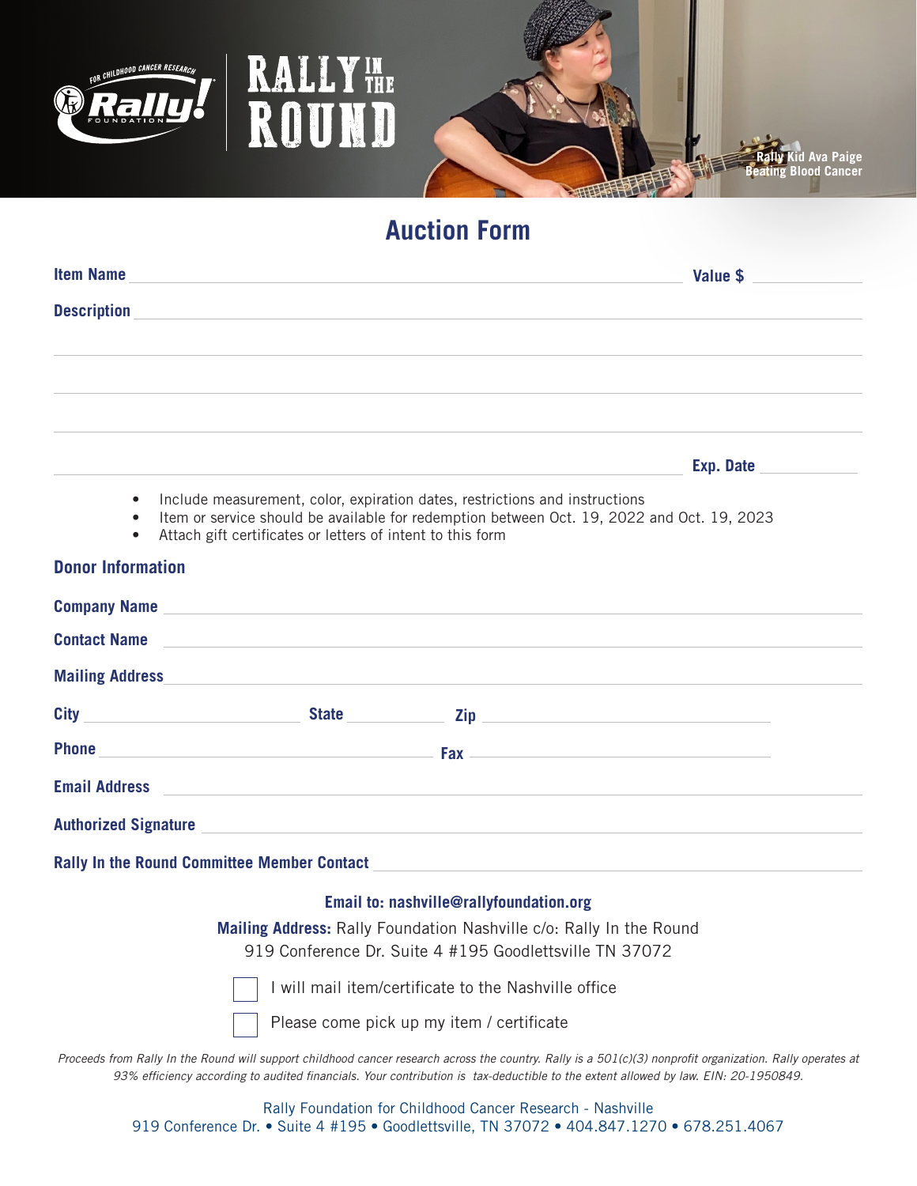RALLY IN THE ROUND

Rally Kid Ava Paige
Beating Blood Cancer

# Auction Form

**Item Name** ______________________________ **Value $** __________

**Description** ______________________________________________

______________________________________________

______________________________________________

______________________________________________

______________________________ **Exp. Date** __________

- Include measurement, color, expiration dates, restrictions and instructions
- Item or service should be available for redemption between Oct. 19, 2022 and Oct. 19, 2023
- Attach gift certificates or letters of intent to this form

## Donor Information

**Company Name** ______________________________________________

**Contact Name** ______________________________________________

**Mailing Address** ______________________________________________

**City** __________________ **State** __________ **Zip** __________________

**Phone** ______________________________ **Fax** ______________________________

**Email Address** ______________________________________________

**Authorized Signature** ______________________________________________

**Rally In the Round Committee Member Contact** ______________________________

**Email to: nashville@rallyfoundation.org**

**Mailing Address:** Rally Foundation Nashville c/o: Rally In the Round
919 Conference Dr. Suite 4 #195 Goodlettsville TN 37072

☐ I will mail item/certificate to the Nashville office

☐ Please come pick up my item / certificate

*Proceeds from Rally In the Round will support childhood cancer research across the country. Rally is a 501(c)(3) nonprofit organization. Rally operates at 93% efficiency according to audited financials. Your contribution is tax-deductible to the extent allowed by law. EIN: 20-1950849.*

Rally Foundation for Childhood Cancer Research - Nashville
919 Conference Dr. • Suite 4 #195 • Goodlettsville, TN 37072 • 404.847.1270 • 678.251.4067